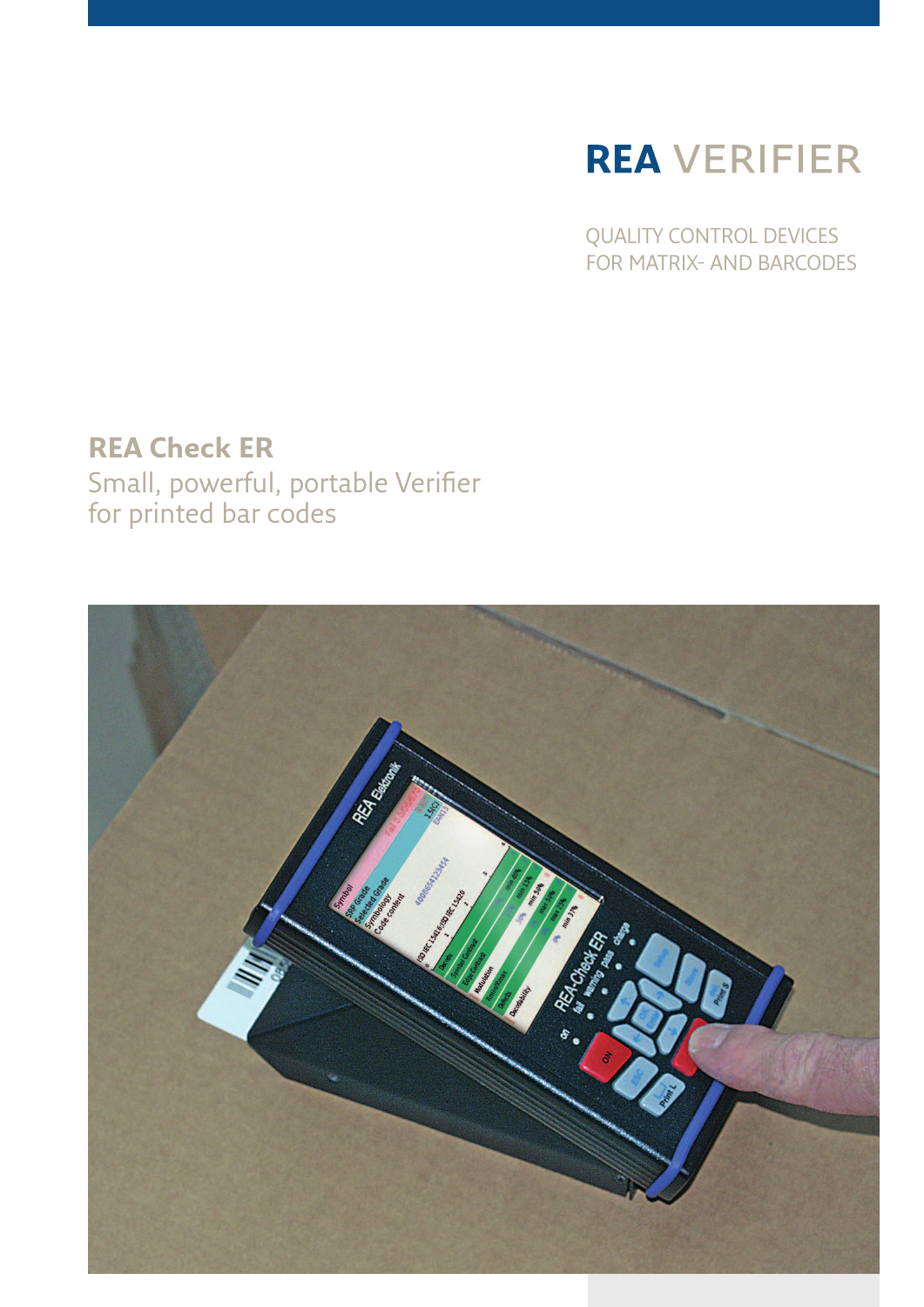# REA VERIFIER

QUALITY CONTROL DEVICES
FOR MATRIX- AND BARCODES

## REA Check ER

Small, powerful, portable Verifier
for printed bar codes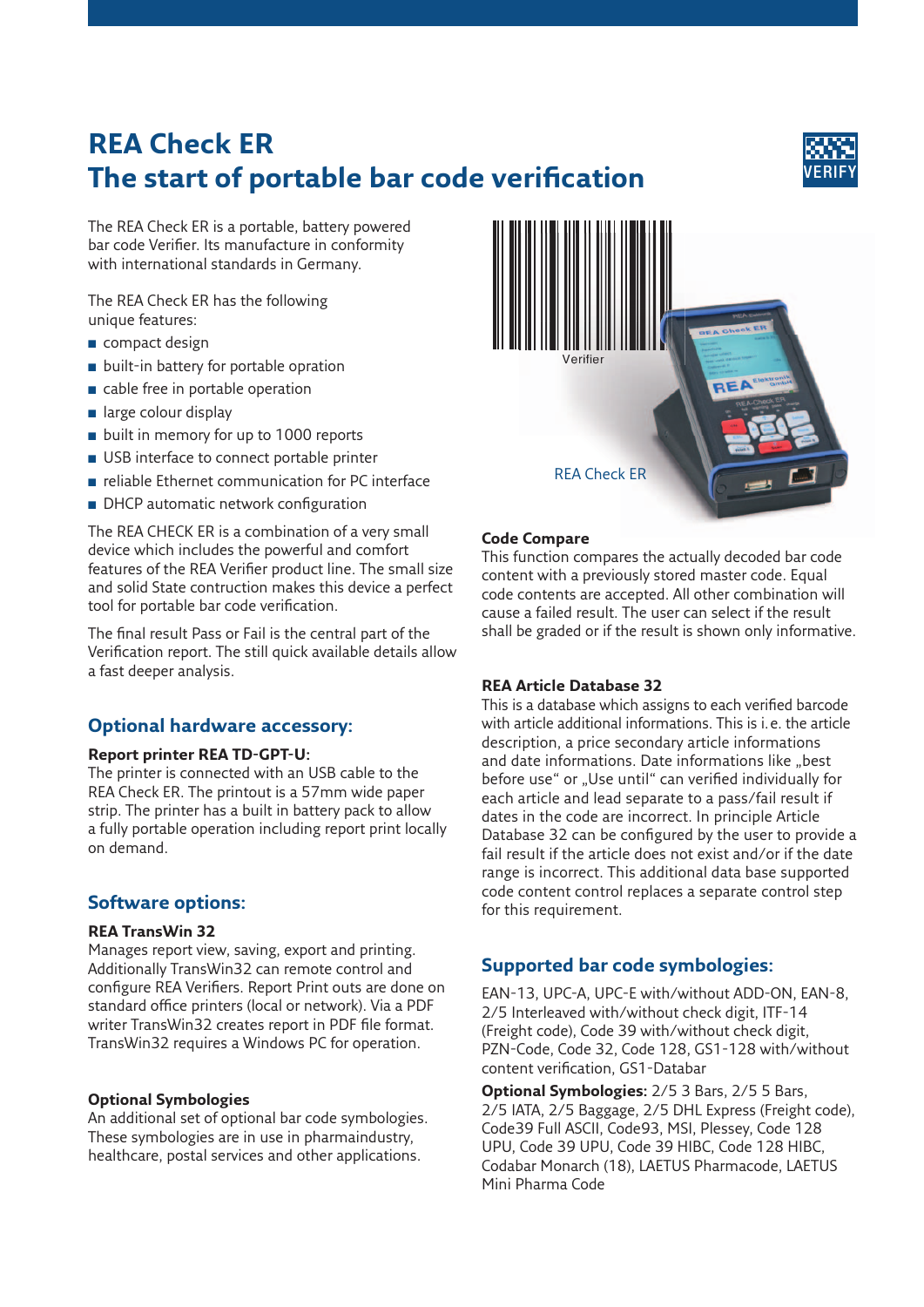# REA Check ER
# The start of portable bar code verification

The REA Check ER is a portable, battery powered bar code Verifier. Its manufacture in conformity with international standards in Germany.

The REA Check ER has the following unique features:

- compact design
- built-in battery for portable opration
- cable free in portable operation
- large colour display
- built in memory for up to 1000 reports
- USB interface to connect portable printer
- reliable Ethernet communication for PC interface
- DHCP automatic network configuration

The REA CHECK ER is a combination of a very small device which includes the powerful and comfort features of the REA Verifier product line. The small size and solid State contruction makes this device a perfect tool for portable bar code verification.

The final result Pass or Fail is the central part of the Verification report. The still quick available details allow a fast deeper analysis.

## Optional hardware accessory:

**Report printer REA TD-GPT-U:**
The printer is connected with an USB cable to the REA Check ER. The printout is a 57mm wide paper strip. The printer has a built in battery pack to allow a fully portable operation including report print locally on demand.

## Software options:

**REA TransWin 32**
Manages report view, saving, export and printing. Additionally TransWin32 can remote control and configure REA Verifiers. Report Print outs are done on standard office printers (local or network). Via a PDF writer TransWin32 creates report in PDF file format. TransWin32 requires a Windows PC for operation.

**Optional Symbologies**
An additional set of optional bar code symbologies. These symbologies are in use in pharmaindustry, healthcare, postal services and other applications.

REA Check ER

**Code Compare**
This function compares the actually decoded bar code content with a previously stored master code. Equal code contents are accepted. All other combination will cause a failed result. The user can select if the result shall be graded or if the result is shown only informative.

**REA Article Database 32**
This is a database which assigns to each verified barcode with article additional informations. This is i. e. the article description, a price secondary article informations and date informations. Date informations like „best before use“ or „Use until“ can verified individually for each article and lead separate to a pass/fail result if dates in the code are incorrect. In principle Article Database 32 can be configured by the user to provide a fail result if the article does not exist and/or if the date range is incorrect. This additional data base supported code content control replaces a separate control step for this requirement.

## Supported bar code symbologies:

EAN-13, UPC-A, UPC-E with/without ADD-ON, EAN-8, 2/5 Interleaved with/without check digit, ITF-14 (Freight code), Code 39 with/without check digit, PZN-Code, Code 32, Code 128, GS1-128 with/without content verification, GS1-Databar

**Optional Symbologies:** 2/5 3 Bars, 2/5 5 Bars, 2/5 IATA, 2/5 Baggage, 2/5 DHL Express (Freight code), Code39 Full ASCII, Code93, MSI, Plessey, Code 128 UPU, Code 39 UPU, Code 39 HIBC, Code 128 HIBC, Codabar Monarch (18), LAETUS Pharmacode, LAETUS Mini Pharma Code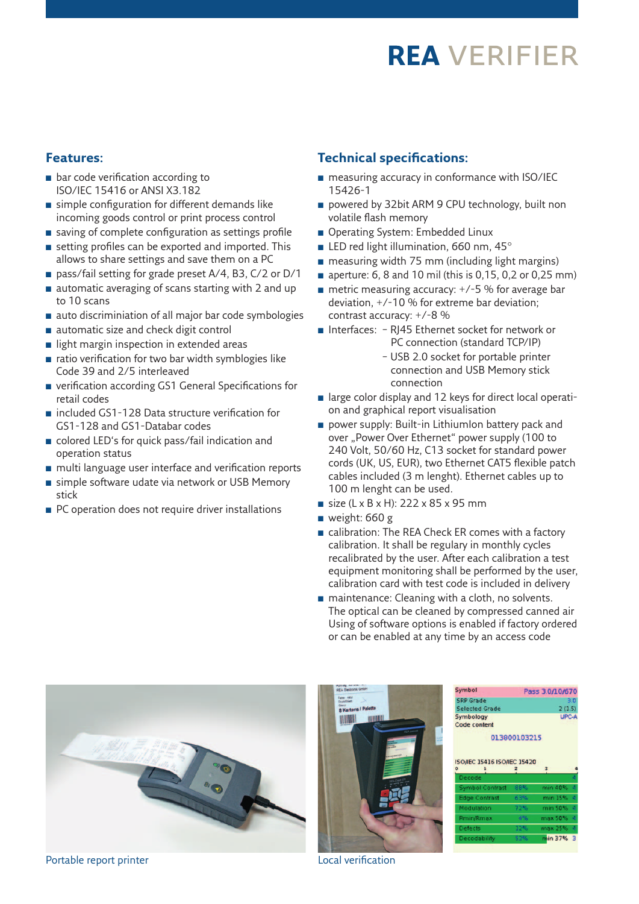# REA VERIFIER

## Features:

- bar code verification according to ISO/IEC 15416 or ANSI X3.182
- simple configuration for different demands like incoming goods control or print process control
- saving of complete configuration as settings profile
- setting profiles can be exported and imported. This allows to share settings and save them on a PC
- pass/fail setting for grade preset A/4, B3, C/2 or D/1
- automatic averaging of scans starting with 2 and up to 10 scans
- auto discriminiation of all major bar code symbologies
- automatic size and check digit control
- light margin inspection in extended areas
- ratio verification for two bar width syblogies like Code 39 and 2/5 interleaved
- verification according GS1 General Specifications for retail codes
- included GS1-128 Data structure verification for GS1-128 and GS1-Databar codes
- colored LED's for quick pass/fail indication and operation status
- multi language user interface and verification reports
- simple software udate via network or USB Memory stick
- PC operation does not require driver installations

## Technical specifications:

- measuring accuracy in conformance with ISO/IEC 15426-1
- powered by 32bit ARM 9 CPU technology, built non volatile flash memory
- Operating System: Embedded Linux
- LED red light illumination, 660 nm, 45°
- measuring width 75 mm (including light margins)
- aperture: 6, 8 and 10 mil (this is 0,15, 0,2 or 0,25 mm)
- metric measuring accuracy: +/-5 % for average bar deviation, +/-10 % for extreme bar deviation; contrast accuracy: +/-8 %
- Interfaces:
  - RJ45 Ethernet socket for network or PC connection (standard TCP/IP)
  - USB 2.0 socket for portable printer connection and USB Memory stick connection
- large color display and 12 keys for direct local operation and graphical report visualisation
- power supply: Built-in LithiumIon battery pack and over „Power Over Ethernet" power supply (100 to 240 Volt, 50/60 Hz, C13 socket for standard power cords (UK, US, EUR), two Ethernet CAT5 flexible patch cables included (3 m lenght). Ethernet cables up to 100 m lenght can be used.
- size (L x B x H): 222 x 85 x 95 mm
- weight: 660 g
- calibration: The REA Check ER comes with a factory calibration. It shall be regulary in monthly cycles recalibrated by the user. After each calibration a test equipment monitoring shall be performed by the user, calibration card with test code is included in delivery
- maintenance: Cleaning with a cloth, no solvents. The optical can be cleaned by compressed canned air Using of software options is enabled if factory ordered or can be enabled at any time by an access code

Portable report printer

Local verification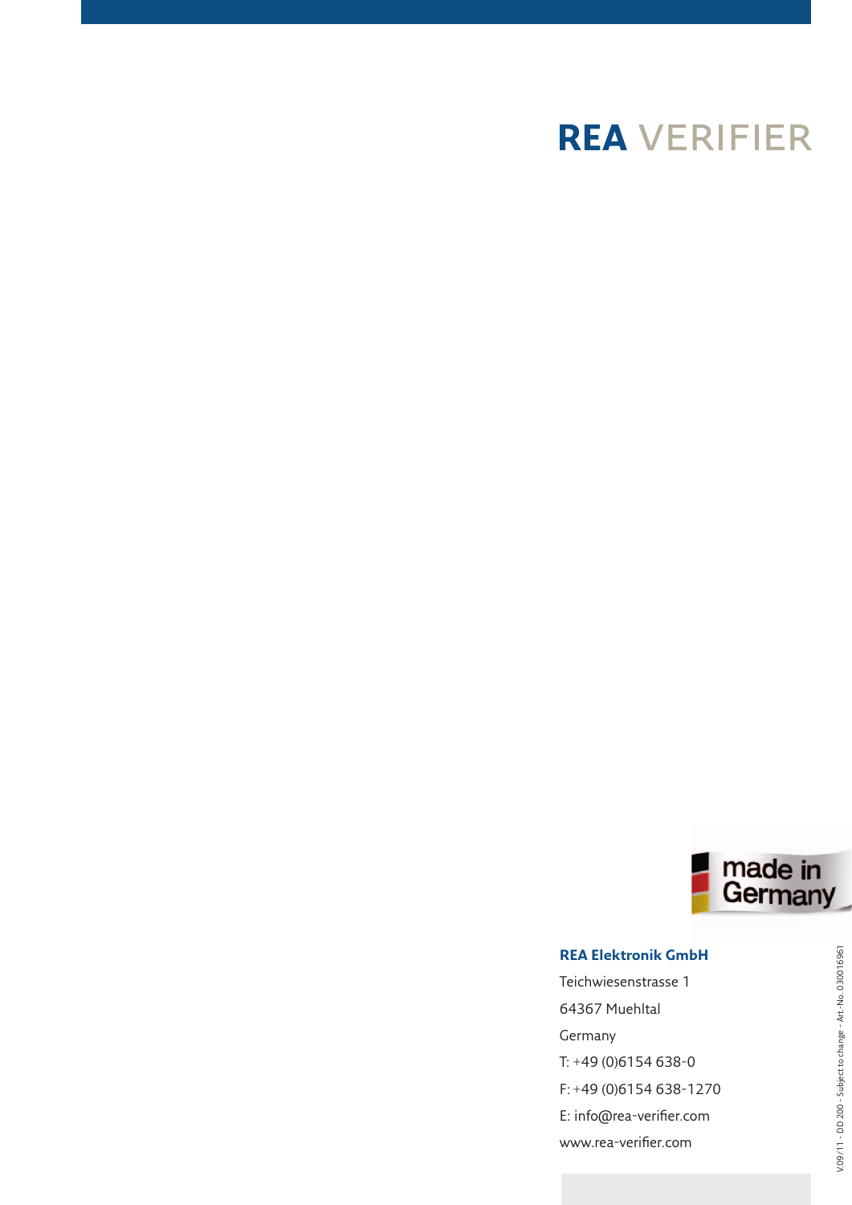# REA VERIFIER

made in Germany

**REA Elektronik GmbH**

Teichwiesenstrasse 1

64367 Muehltal

Germany

T: +49 (0)6154 638-0

F: +49 (0)6154 638-1270

E: info@rea-verifier.com

www.rea-verifier.com

V.09/11 - DD 200 - Subject to change - Art-No. 030016961